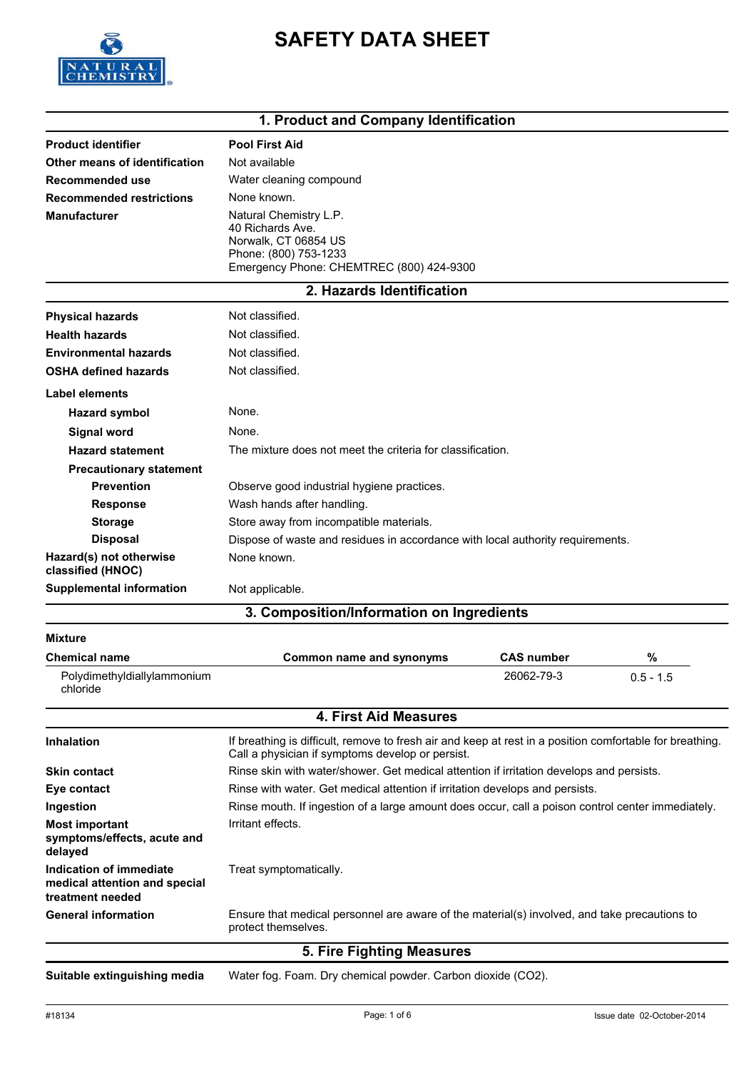# SAFETY DATA SHEET

## 1. Product and Company Identification

| | |
|---|---|
| **Product identifier** | **Pool First Aid** |
| **Other means of identification** | Not available |
| **Recommended use** | Water cleaning compound |
| **Recommended restrictions** | None known. |
| **Manufacturer** | Natural Chemistry L.P.<br>40 Richards Ave.<br>Norwalk, CT 06854 US<br>Phone: (800) 753-1233<br>Emergency Phone: CHEMTREC (800) 424-9300 |

## 2. Hazards Identification

| | |
|---|---|
| **Physical hazards** | Not classified. |
| **Health hazards** | Not classified. |
| **Environmental hazards** | Not classified. |
| **OSHA defined hazards** | Not classified. |

**Label elements**

| | |
|---|---|
| **Hazard symbol** | None. |
| **Signal word** | None. |
| **Hazard statement** | The mixture does not meet the criteria for classification. |
| **Precautionary statement** | |
| **Prevention** | Observe good industrial hygiene practices. |
| **Response** | Wash hands after handling. |
| **Storage** | Store away from incompatible materials. |
| **Disposal** | Dispose of waste and residues in accordance with local authority requirements. |
| **Hazard(s) not otherwise classified (HNOC)** | None known. |
| **Supplemental information** | Not applicable. |

## 3. Composition/Information on Ingredients

**Mixture**

| Chemical name | Common name and synonyms | CAS number | % |
|---|---|---|---|
| Polydimethyldiallylammonium chloride | | 26062-79-3 | 0.5 - 1.5 |

## 4. First Aid Measures

| | |
|---|---|
| **Inhalation** | If breathing is difficult, remove to fresh air and keep at rest in a position comfortable for breathing. Call a physician if symptoms develop or persist. |
| **Skin contact** | Rinse skin with water/shower. Get medical attention if irritation develops and persists. |
| **Eye contact** | Rinse with water. Get medical attention if irritation develops and persists. |
| **Ingestion** | Rinse mouth. If ingestion of a large amount does occur, call a poison control center immediately. |
| **Most important symptoms/effects, acute and delayed** | Irritant effects. |
| **Indication of immediate medical attention and special treatment needed** | Treat symptomatically. |
| **General information** | Ensure that medical personnel are aware of the material(s) involved, and take precautions to protect themselves. |

## 5. Fire Fighting Measures

| | |
|---|---|
| **Suitable extinguishing media** | Water fog. Foam. Dry chemical powder. Carbon dioxide ($CO_2$). |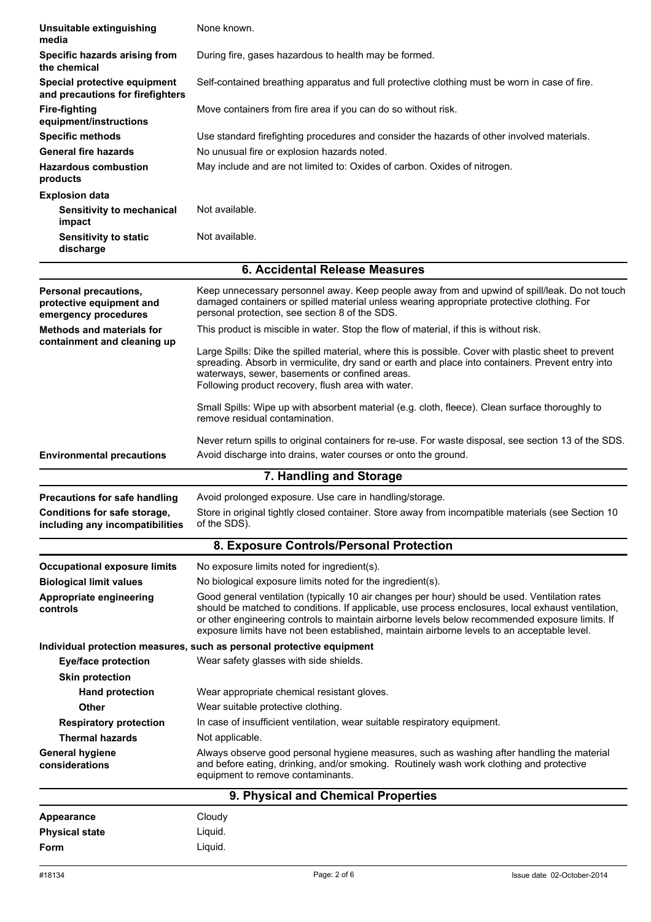| | |
|---|---|
| **Unsuitable extinguishing media** | None known. |
| **Specific hazards arising from the chemical** | During fire, gases hazardous to health may be formed. |
| **Special protective equipment and precautions for firefighters** | Self-contained breathing apparatus and full protective clothing must be worn in case of fire. |
| **Fire-fighting equipment/instructions** | Move containers from fire area if you can do so without risk. |
| **Specific methods** | Use standard firefighting procedures and consider the hazards of other involved materials. |
| **General fire hazards** | No unusual fire or explosion hazards noted. |
| **Hazardous combustion products** | May include and are not limited to: Oxides of carbon. Oxides of nitrogen. |
| **Explosion data** | |
| **Sensitivity to mechanical impact** | Not available. |
| **Sensitivity to static discharge** | Not available. |

## 6. Accidental Release Measures

| | |
|---|---|
| **Personal precautions, protective equipment and emergency procedures** | Keep unnecessary personnel away. Keep people away from and upwind of spill/leak. Do not touch damaged containers or spilled material unless wearing appropriate protective clothing. For personal protection, see section 8 of the SDS. |
| **Methods and materials for containment and cleaning up** | This product is miscible in water. Stop the flow of material, if this is without risk.<br><br>Large Spills: Dike the spilled material, where this is possible. Cover with plastic sheet to prevent spreading. Absorb in vermiculite, dry sand or earth and place into containers. Prevent entry into waterways, sewer, basements or confined areas.<br>Following product recovery, flush area with water.<br><br>Small Spills: Wipe up with absorbent material (e.g. cloth, fleece). Clean surface thoroughly to remove residual contamination.<br><br>Never return spills to original containers for re-use. For waste disposal, see section 13 of the SDS. |
| **Environmental precautions** | Avoid discharge into drains, water courses or onto the ground. |

## 7. Handling and Storage

| | |
|---|---|
| **Precautions for safe handling** | Avoid prolonged exposure. Use care in handling/storage. |
| **Conditions for safe storage, including any incompatibilities** | Store in original tightly closed container. Store away from incompatible materials (see Section 10 of the SDS). |

## 8. Exposure Controls/Personal Protection

| | |
|---|---|
| **Occupational exposure limits** | No exposure limits noted for ingredient(s). |
| **Biological limit values** | No biological exposure limits noted for the ingredient(s). |
| **Appropriate engineering controls** | Good general ventilation (typically 10 air changes per hour) should be used. Ventilation rates should be matched to conditions. If applicable, use process enclosures, local exhaust ventilation, or other engineering controls to maintain airborne levels below recommended exposure limits. If exposure limits have not been established, maintain airborne levels to an acceptable level. |
| **Individual protection measures, such as personal protective equipment** | |
| **Eye/face protection** | Wear safety glasses with side shields. |
| **Skin protection** | |
| **Hand protection** | Wear appropriate chemical resistant gloves. |
| **Other** | Wear suitable protective clothing. |
| **Respiratory protection** | In case of insufficient ventilation, wear suitable respiratory equipment. |
| **Thermal hazards** | Not applicable. |
| **General hygiene considerations** | Always observe good personal hygiene measures, such as washing after handling the material and before eating, drinking, and/or smoking. Routinely wash work clothing and protective equipment to remove contaminants. |

## 9. Physical and Chemical Properties

| | |
|---|---|
| **Appearance** | Cloudy |
| **Physical state** | Liquid. |
| **Form** | Liquid. |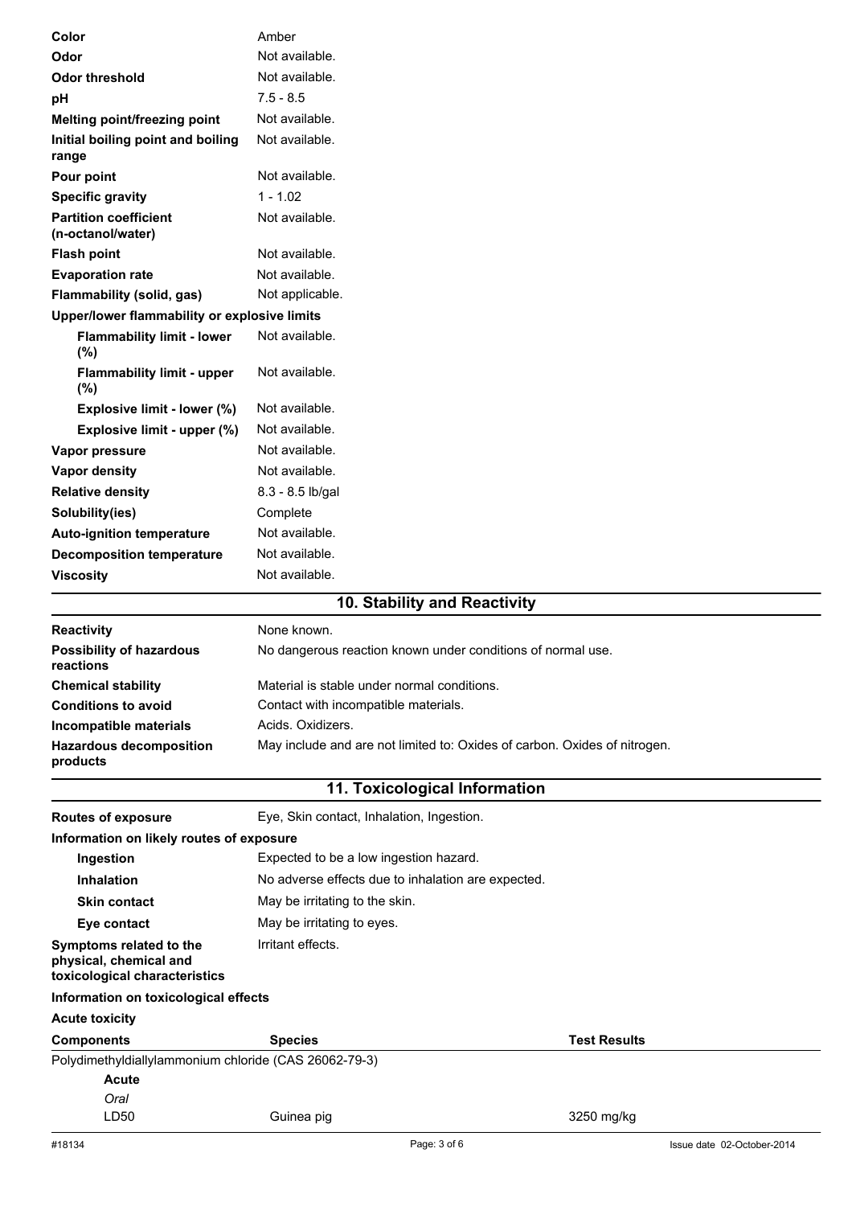| | |
|---|---|
| **Color** | Amber |
| **Odor** | Not available. |
| **Odor threshold** | Not available. |
| **pH** | 7.5 - 8.5 |
| **Melting point/freezing point** | Not available. |
| **Initial boiling point and boiling range** | Not available. |
| **Pour point** | Not available. |
| **Specific gravity** | 1 - 1.02 |
| **Partition coefficient (n-octanol/water)** | Not available. |
| **Flash point** | Not available. |
| **Evaporation rate** | Not available. |
| **Flammability (solid, gas)** | Not applicable. |
| **Upper/lower flammability or explosive limits** | |
| **Flammability limit - lower (%)** | Not available. |
| **Flammability limit - upper (%)** | Not available. |
| **Explosive limit - lower (%)** | Not available. |
| **Explosive limit - upper (%)** | Not available. |
| **Vapor pressure** | Not available. |
| **Vapor density** | Not available. |
| **Relative density** | 8.3 - 8.5 lb/gal |
| **Solubility(ies)** | Complete |
| **Auto-ignition temperature** | Not available. |
| **Decomposition temperature** | Not available. |
| **Viscosity** | Not available. |

## 10. Stability and Reactivity

| | |
|---|---|
| **Reactivity** | None known. |
| **Possibility of hazardous reactions** | No dangerous reaction known under conditions of normal use. |
| **Chemical stability** | Material is stable under normal conditions. |
| **Conditions to avoid** | Contact with incompatible materials. |
| **Incompatible materials** | Acids. Oxidizers. |
| **Hazardous decomposition products** | May include and are not limited to: Oxides of carbon. Oxides of nitrogen. |

## 11. Toxicological Information

| | |
|---|---|
| **Routes of exposure** | Eye, Skin contact, Inhalation, Ingestion. |
| **Information on likely routes of exposure** | |
| **Ingestion** | Expected to be a low ingestion hazard. |
| **Inhalation** | No adverse effects due to inhalation are expected. |
| **Skin contact** | May be irritating to the skin. |
| **Eye contact** | May be irritating to eyes. |
| **Symptoms related to the physical, chemical and toxicological characteristics** | Irritant effects. |

**Information on toxicological effects**

**Acute toxicity**

| Components | Species | Test Results |
|---|---|---|
| Polydimethyldiallylammonium chloride (CAS 26062-79-3) | | |
| **Acute** | | |
| *Oral* | | |
| LD50 | Guinea pig | 3250 mg/kg |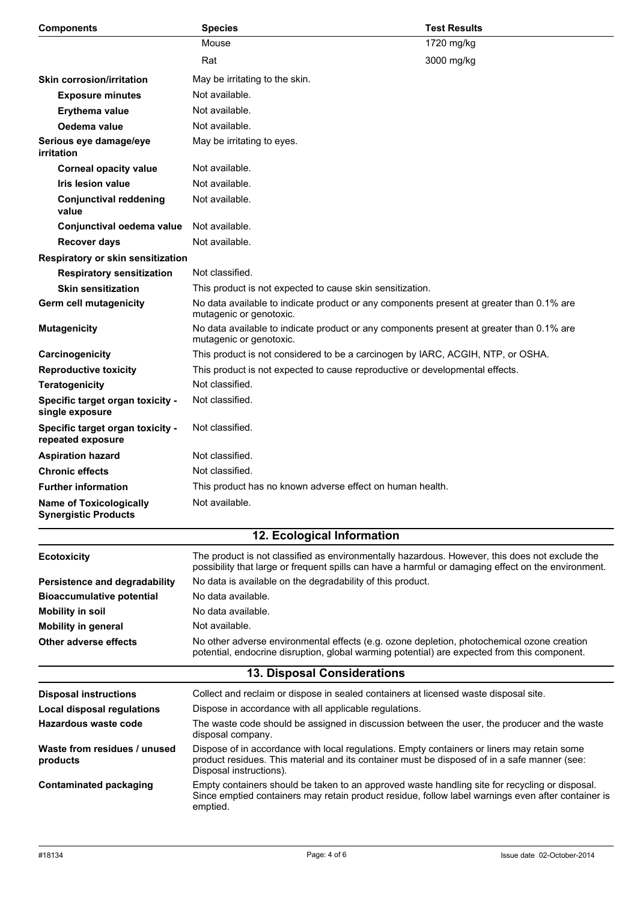| Components | Species | Test Results |
|---|---|---|
| | Mouse | 1720 mg/kg |
| | Rat | 3000 mg/kg |

| | |
|---|---|
| **Skin corrosion/irritation** | May be irritating to the skin. |
| **Exposure minutes** | Not available. |
| **Erythema value** | Not available. |
| **Oedema value** | Not available. |
| **Serious eye damage/eye irritation** | May be irritating to eyes. |
| **Corneal opacity value** | Not available. |
| **Iris lesion value** | Not available. |
| **Conjunctival reddening value** | Not available. |
| **Conjunctival oedema value** | Not available. |
| **Recover days** | Not available. |
| **Respiratory or skin sensitization** | |
| **Respiratory sensitization** | Not classified. |
| **Skin sensitization** | This product is not expected to cause skin sensitization. |
| **Germ cell mutagenicity** | No data available to indicate product or any components present at greater than 0.1% are mutagenic or genotoxic. |
| **Mutagenicity** | No data available to indicate product or any components present at greater than 0.1% are mutagenic or genotoxic. |
| **Carcinogenicity** | This product is not considered to be a carcinogen by IARC, ACGIH, NTP, or OSHA. |
| **Reproductive toxicity** | This product is not expected to cause reproductive or developmental effects. |
| **Teratogenicity** | Not classified. |
| **Specific target organ toxicity - single exposure** | Not classified. |
| **Specific target organ toxicity - repeated exposure** | Not classified. |
| **Aspiration hazard** | Not classified. |
| **Chronic effects** | Not classified. |
| **Further information** | This product has no known adverse effect on human health. |
| **Name of Toxicologically Synergistic Products** | Not available. |

## 12. Ecological Information

| | |
|---|---|
| **Ecotoxicity** | The product is not classified as environmentally hazardous. However, this does not exclude the possibility that large or frequent spills can have a harmful or damaging effect on the environment. |
| **Persistence and degradability** | No data is available on the degradability of this product. |
| **Bioaccumulative potential** | No data available. |
| **Mobility in soil** | No data available. |
| **Mobility in general** | Not available. |
| **Other adverse effects** | No other adverse environmental effects (e.g. ozone depletion, photochemical ozone creation potential, endocrine disruption, global warming potential) are expected from this component. |

## 13. Disposal Considerations

| | |
|---|---|
| **Disposal instructions** | Collect and reclaim or dispose in sealed containers at licensed waste disposal site. |
| **Local disposal regulations** | Dispose in accordance with all applicable regulations. |
| **Hazardous waste code** | The waste code should be assigned in discussion between the user, the producer and the waste disposal company. |
| **Waste from residues / unused products** | Dispose of in accordance with local regulations. Empty containers or liners may retain some product residues. This material and its container must be disposed of in a safe manner (see: Disposal instructions). |
| **Contaminated packaging** | Empty containers should be taken to an approved waste handling site for recycling or disposal. Since emptied containers may retain product residue, follow label warnings even after container is emptied. |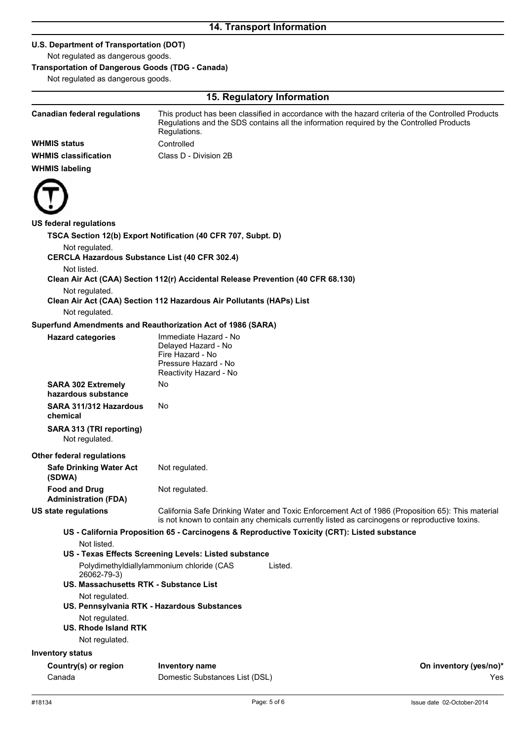## 14. Transport Information

**U.S. Department of Transportation (DOT)**

Not regulated as dangerous goods.

**Transportation of Dangerous Goods (TDG - Canada)**

Not regulated as dangerous goods.

## 15. Regulatory Information

**Canadian federal regulations** This product has been classified in accordance with the hazard criteria of the Controlled Products Regulations and the SDS contains all the information required by the Controlled Products Regulations.

**WHMIS status** Controlled

**WHMIS classification** Class D - Division 2B

**WHMIS labeling**

**US federal regulations**

**TSCA Section 12(b) Export Notification (40 CFR 707, Subpt. D)**

Not regulated.

**CERCLA Hazardous Substance List (40 CFR 302.4)**

Not listed.

**Clean Air Act (CAA) Section 112(r) Accidental Release Prevention (40 CFR 68.130)**

Not regulated.

**Clean Air Act (CAA) Section 112 Hazardous Air Pollutants (HAPs) List**

Not regulated.

**Superfund Amendments and Reauthorization Act of 1986 (SARA)**

**Hazard categories**

Immediate Hazard - No
Delayed Hazard - No
Fire Hazard - No
Pressure Hazard - No
Reactivity Hazard - No

**SARA 302 Extremely hazardous substance** No

**SARA 311/312 Hazardous chemical** No

**SARA 313 (TRI reporting)**

Not regulated.

**Other federal regulations**

**Safe Drinking Water Act (SDWA)** Not regulated.

**Food and Drug Administration (FDA)** Not regulated.

**US state regulations** California Safe Drinking Water and Toxic Enforcement Act of 1986 (Proposition 65): This material is not known to contain any chemicals currently listed as carcinogens or reproductive toxins.

**US - California Proposition 65 - Carcinogens & Reproductive Toxicity (CRT): Listed substance**

Not listed.

**US - Texas Effects Screening Levels: Listed substance**

Polydimethyldiallylammonium chloride (CAS 26062-79-3) Listed.

**US. Massachusetts RTK - Substance List**

Not regulated.

**US. Pennsylvania RTK - Hazardous Substances**

Not regulated.

**US. Rhode Island RTK**

Not regulated.

**Inventory status**

| Country(s) or region | Inventory name | On inventory (yes/no)* |
|---|---|---|
| Canada | Domestic Substances List (DSL) | Yes |

#18134 Issue date 02-October-2014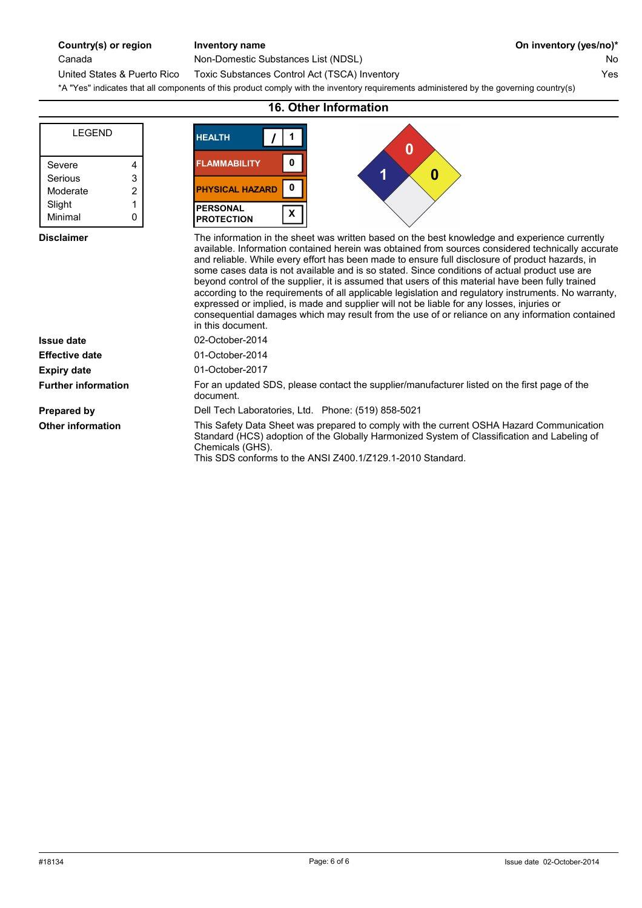| Country(s) or region | Inventory name | On inventory (yes/no)* |
|---|---|---|
| Canada | Non-Domestic Substances List (NDSL) | No |
| United States & Puerto Rico | Toxic Substances Control Act (TSCA) Inventory | Yes |

*A "Yes" indicates that all components of this product comply with the inventory requirements administered by the governing country(s)

## 16. Other Information

| LEGEND | |
|---|---|
| Severe | 4 |
| Serious | 3 |
| Moderate | 2 |
| Slight | 1 |
| Minimal | 0 |

| | |
|---|---|
| HEALTH | / 1 |
| FLAMMABILITY | 0 |
| PHYSICAL HAZARD | 0 |
| PERSONAL PROTECTION | X |

0

1 0

**Disclaimer**

The information in the sheet was written based on the best knowledge and experience currently available. Information contained herein was obtained from sources considered technically accurate and reliable. While every effort has been made to ensure full disclosure of product hazards, in some cases data is not available and is so stated. Since conditions of actual product use are beyond control of the supplier, it is assumed that users of this material have been fully trained according to the requirements of all applicable legislation and regulatory instruments. No warranty, expressed or implied, is made and supplier will not be liable for any losses, injuries or consequential damages which may result from the use of or reliance on any information contained in this document.

**Issue date** 02-October-2014

**Effective date** 01-October-2014

**Expiry date** 01-October-2017

**Further information** For an updated SDS, please contact the supplier/manufacturer listed on the first page of the document.

**Prepared by** Dell Tech Laboratories, Ltd. Phone: (519) 858-5021

**Other information** This Safety Data Sheet was prepared to comply with the current OSHA Hazard Communication Standard (HCS) adoption of the Globally Harmonized System of Classification and Labeling of Chemicals (GHS).
This SDS conforms to the ANSI Z400.1/Z129.1-2010 Standard.